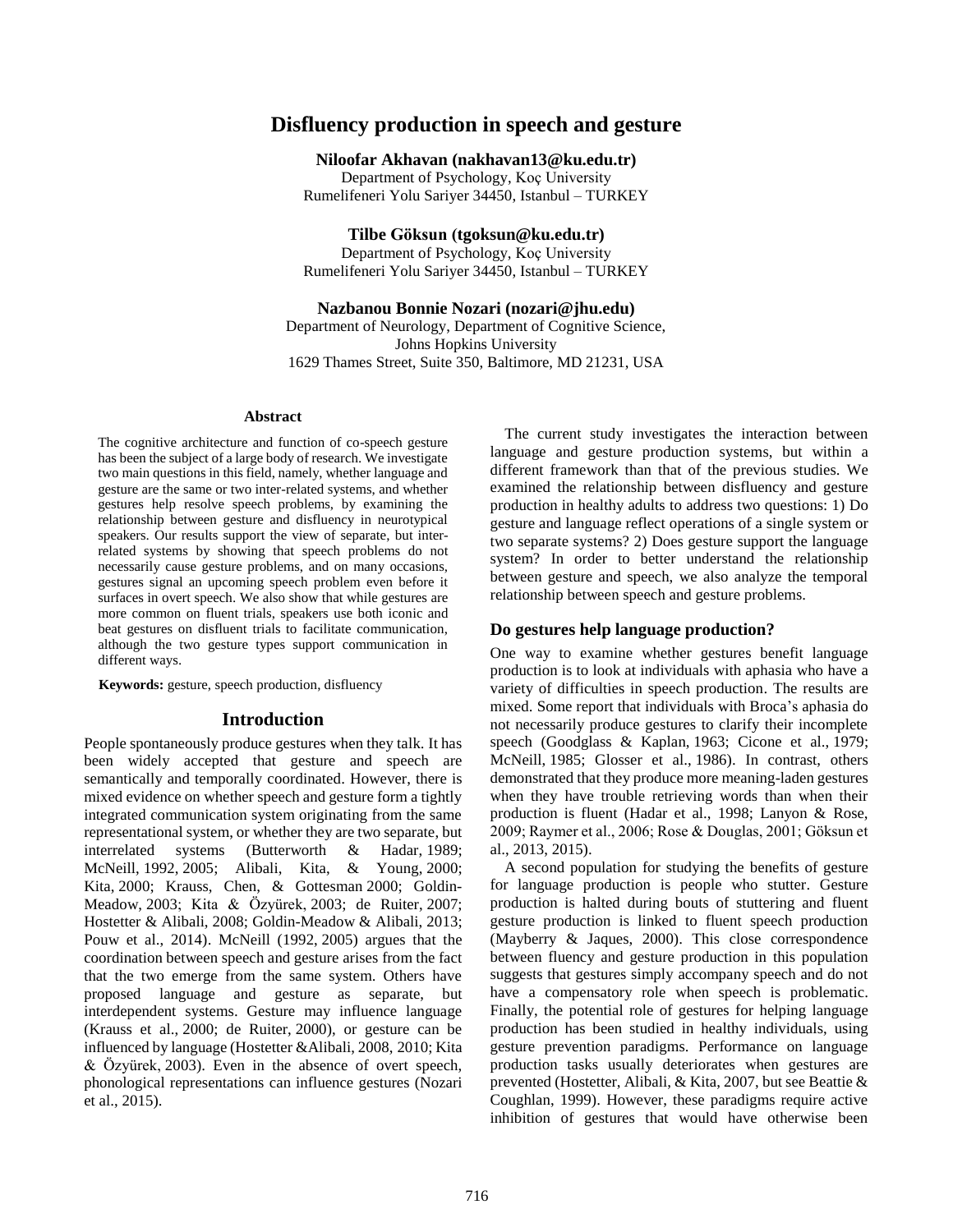# Disfluency production in speech and gesture

**Niloofar Akhavan (nakhavan13@ku.edu.tr)**
Department of Psychology, Koç University
Rumelifeneri Yolu Sariyer 34450, Istanbul – TURKEY

**Tilbe Göksun (tgoksun@ku.edu.tr)**
Department of Psychology, Koç University
Rumelifeneri Yolu Sariyer 34450, Istanbul – TURKEY

**Nazbanou Bonnie Nozari (nozari@jhu.edu)**
Department of Neurology, Department of Cognitive Science,
Johns Hopkins University
1629 Thames Street, Suite 350, Baltimore, MD 21231, USA

## Abstract

The cognitive architecture and function of co-speech gesture has been the subject of a large body of research. We investigate two main questions in this field, namely, whether language and gesture are the same or two inter-related systems, and whether gestures help resolve speech problems, by examining the relationship between gesture and disfluency in neurotypical speakers. Our results support the view of separate, but inter-related systems by showing that speech problems do not necessarily cause gesture problems, and on many occasions, gestures signal an upcoming speech problem even before it surfaces in overt speech. We also show that while gestures are more common on fluent trials, speakers use both iconic and beat gestures on disfluent trials to facilitate communication, although the two gesture types support communication in different ways.

**Keywords:** gesture, speech production, disfluency

## Introduction

People spontaneously produce gestures when they talk. It has been widely accepted that gesture and speech are semantically and temporally coordinated. However, there is mixed evidence on whether speech and gesture form a tightly integrated communication system originating from the same representational system, or whether they are two separate, but interrelated systems (Butterworth & Hadar, 1989; McNeill, 1992, 2005; Alibali, Kita, & Young, 2000; Kita, 2000; Krauss, Chen, & Gottesman 2000; Goldin-Meadow, 2003; Kita & Özyürek, 2003; de Ruiter, 2007; Hostetter & Alibali, 2008; Goldin-Meadow & Alibali, 2013; Pouw et al., 2014). McNeill (1992, 2005) argues that the coordination between speech and gesture arises from the fact that the two emerge from the same system. Others have proposed language and gesture as separate, but interdependent systems. Gesture may influence language (Krauss et al., 2000; de Ruiter, 2000), or gesture can be influenced by language (Hostetter &Alibali, 2008, 2010; Kita & Özyürek, 2003). Even in the absence of overt speech, phonological representations can influence gestures (Nozari et al., 2015).

The current study investigates the interaction between language and gesture production systems, but within a different framework than that of the previous studies. We examined the relationship between disfluency and gesture production in healthy adults to address two questions: 1) Do gesture and language reflect operations of a single system or two separate systems? 2) Does gesture support the language system? In order to better understand the relationship between gesture and speech, we also analyze the temporal relationship between speech and gesture problems.

### Do gestures help language production?

One way to examine whether gestures benefit language production is to look at individuals with aphasia who have a variety of difficulties in speech production. The results are mixed. Some report that individuals with Broca's aphasia do not necessarily produce gestures to clarify their incomplete speech (Goodglass & Kaplan, 1963; Cicone et al., 1979; McNeill, 1985; Glosser et al., 1986). In contrast, others demonstrated that they produce more meaning-laden gestures when they have trouble retrieving words than when their production is fluent (Hadar et al., 1998; Lanyon & Rose, 2009; Raymer et al., 2006; Rose & Douglas, 2001; Göksun et al., 2013, 2015).

A second population for studying the benefits of gesture for language production is people who stutter. Gesture production is halted during bouts of stuttering and fluent gesture production is linked to fluent speech production (Mayberry & Jaques, 2000). This close correspondence between fluency and gesture production in this population suggests that gestures simply accompany speech and do not have a compensatory role when speech is problematic. Finally, the potential role of gestures for helping language production has been studied in healthy individuals, using gesture prevention paradigms. Performance on language production tasks usually deteriorates when gestures are prevented (Hostetter, Alibali, & Kita, 2007, but see Beattie & Coughlan, 1999). However, these paradigms require active inhibition of gestures that would have otherwise been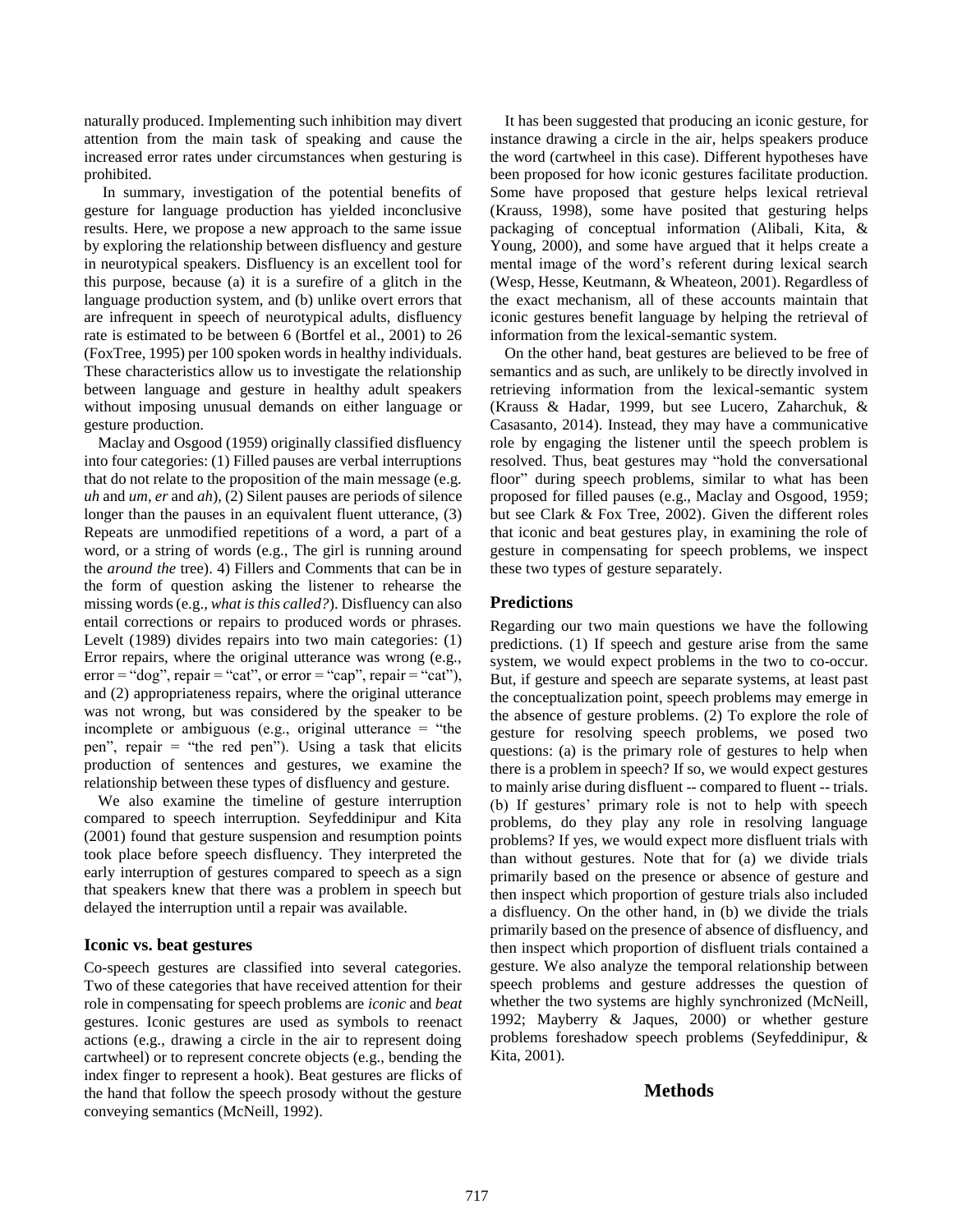naturally produced. Implementing such inhibition may divert attention from the main task of speaking and cause the increased error rates under circumstances when gesturing is prohibited.

In summary, investigation of the potential benefits of gesture for language production has yielded inconclusive results. Here, we propose a new approach to the same issue by exploring the relationship between disfluency and gesture in neurotypical speakers. Disfluency is an excellent tool for this purpose, because (a) it is a surefire of a glitch in the language production system, and (b) unlike overt errors that are infrequent in speech of neurotypical adults, disfluency rate is estimated to be between 6 (Bortfel et al., 2001) to 26 (FoxTree, 1995) per 100 spoken words in healthy individuals. These characteristics allow us to investigate the relationship between language and gesture in healthy adult speakers without imposing unusual demands on either language or gesture production.

Maclay and Osgood (1959) originally classified disfluency into four categories: (1) Filled pauses are verbal interruptions that do not relate to the proposition of the main message (e.g. *uh* and *um, er* and *ah*), (2) Silent pauses are periods of silence longer than the pauses in an equivalent fluent utterance, (3) Repeats are unmodified repetitions of a word, a part of a word, or a string of words (e.g., The girl is running around the *around the* tree). 4) Fillers and Comments that can be in the form of question asking the listener to rehearse the missing words (e.g., *what is this called?*). Disfluency can also entail corrections or repairs to produced words or phrases. Levelt (1989) divides repairs into two main categories: (1) Error repairs, where the original utterance was wrong (e.g., error = "dog", repair = "cat", or error = "cap", repair = "cat"), and (2) appropriateness repairs, where the original utterance was not wrong, but was considered by the speaker to be incomplete or ambiguous (e.g., original utterance = "the pen", repair = "the red pen"). Using a task that elicits production of sentences and gestures, we examine the relationship between these types of disfluency and gesture.

We also examine the timeline of gesture interruption compared to speech interruption. Seyfeddinipur and Kita (2001) found that gesture suspension and resumption points took place before speech disfluency. They interpreted the early interruption of gestures compared to speech as a sign that speakers knew that there was a problem in speech but delayed the interruption until a repair was available.

### Iconic vs. beat gestures

Co-speech gestures are classified into several categories. Two of these categories that have received attention for their role in compensating for speech problems are *iconic* and *beat* gestures. Iconic gestures are used as symbols to reenact actions (e.g., drawing a circle in the air to represent doing cartwheel) or to represent concrete objects (e.g., bending the index finger to represent a hook). Beat gestures are flicks of the hand that follow the speech prosody without the gesture conveying semantics (McNeill, 1992).

It has been suggested that producing an iconic gesture, for instance drawing a circle in the air, helps speakers produce the word (cartwheel in this case). Different hypotheses have been proposed for how iconic gestures facilitate production. Some have proposed that gesture helps lexical retrieval (Krauss, 1998), some have posited that gesturing helps packaging of conceptual information (Alibali, Kita, & Young, 2000), and some have argued that it helps create a mental image of the word's referent during lexical search (Wesp, Hesse, Keutmann, & Wheateon, 2001). Regardless of the exact mechanism, all of these accounts maintain that iconic gestures benefit language by helping the retrieval of information from the lexical-semantic system.

On the other hand, beat gestures are believed to be free of semantics and as such, are unlikely to be directly involved in retrieving information from the lexical-semantic system (Krauss & Hadar, 1999, but see Lucero, Zaharchuk, & Casasanto, 2014). Instead, they may have a communicative role by engaging the listener until the speech problem is resolved. Thus, beat gestures may "hold the conversational floor" during speech problems, similar to what has been proposed for filled pauses (e.g., Maclay and Osgood, 1959; but see Clark & Fox Tree, 2002). Given the different roles that iconic and beat gestures play, in examining the role of gesture in compensating for speech problems, we inspect these two types of gesture separately.

### Predictions

Regarding our two main questions we have the following predictions. (1) If speech and gesture arise from the same system, we would expect problems in the two to co-occur. But, if gesture and speech are separate systems, at least past the conceptualization point, speech problems may emerge in the absence of gesture problems. (2) To explore the role of gesture for resolving speech problems, we posed two questions: (a) is the primary role of gestures to help when there is a problem in speech? If so, we would expect gestures to mainly arise during disfluent -- compared to fluent -- trials. (b) If gestures' primary role is not to help with speech problems, do they play any role in resolving language problems? If yes, we would expect more disfluent trials with than without gestures. Note that for (a) we divide trials primarily based on the presence or absence of gesture and then inspect which proportion of gesture trials also included a disfluency. On the other hand, in (b) we divide the trials primarily based on the presence of absence of disfluency, and then inspect which proportion of disfluent trials contained a gesture. We also analyze the temporal relationship between speech problems and gesture addresses the question of whether the two systems are highly synchronized (McNeill, 1992; Mayberry & Jaques, 2000) or whether gesture problems foreshadow speech problems (Seyfeddinipur, & Kita, 2001).

## Methods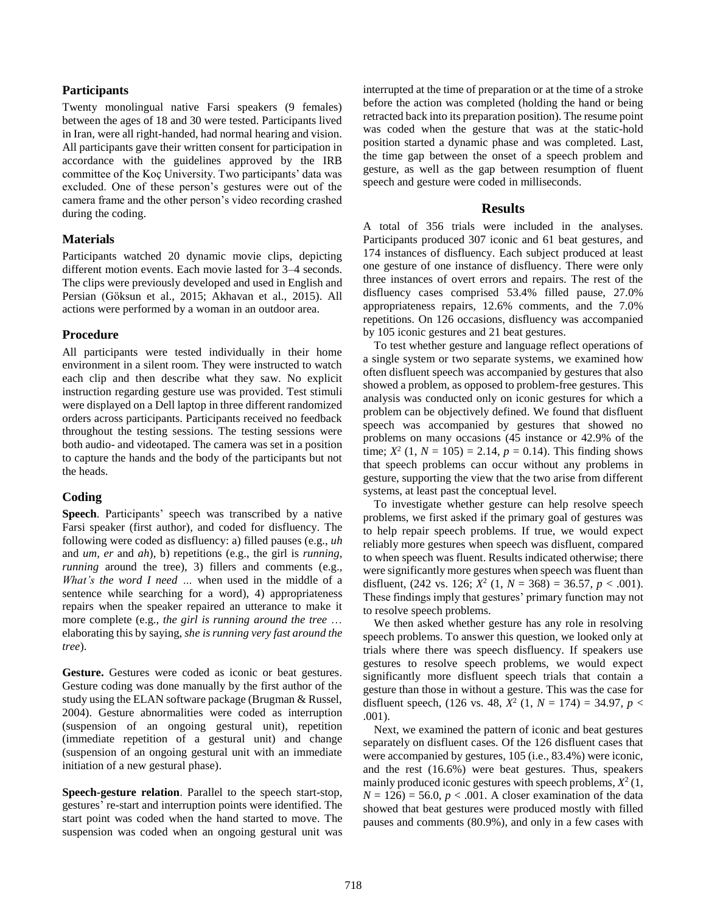## Participants

Twenty monolingual native Farsi speakers (9 females) between the ages of 18 and 30 were tested. Participants lived in Iran, were all right-handed, had normal hearing and vision. All participants gave their written consent for participation in accordance with the guidelines approved by the IRB committee of the Koç University. Two participants' data was excluded. One of these person's gestures were out of the camera frame and the other person's video recording crashed during the coding.

## Materials

Participants watched 20 dynamic movie clips, depicting different motion events. Each movie lasted for 3–4 seconds. The clips were previously developed and used in English and Persian (Göksun et al., 2015; Akhavan et al., 2015). All actions were performed by a woman in an outdoor area.

## Procedure

All participants were tested individually in their home environment in a silent room. They were instructed to watch each clip and then describe what they saw. No explicit instruction regarding gesture use was provided. Test stimuli were displayed on a Dell laptop in three different randomized orders across participants. Participants received no feedback throughout the testing sessions. The testing sessions were both audio- and videotaped. The camera was set in a position to capture the hands and the body of the participants but not the heads.

## Coding

**Speech**. Participants' speech was transcribed by a native Farsi speaker (first author), and coded for disfluency. The following were coded as disfluency: a) filled pauses (e.g., *uh* and *um, er* and *ah*), b) repetitions (e.g., the girl is *running, running* around the tree), 3) fillers and comments (e.g., *What's the word I need ...* when used in the middle of a sentence while searching for a word), 4) appropriateness repairs when the speaker repaired an utterance to make it more complete (e.g., *the girl is running around the tree* … elaborating this by saying, *she is running very fast around the tree*).

**Gesture.** Gestures were coded as iconic or beat gestures. Gesture coding was done manually by the first author of the study using the ELAN software package (Brugman & Russel, 2004). Gesture abnormalities were coded as interruption (suspension of an ongoing gestural unit), repetition (immediate repetition of a gestural unit) and change (suspension of an ongoing gestural unit with an immediate initiation of a new gestural phase).

**Speech-gesture relation**. Parallel to the speech start-stop, gestures' re-start and interruption points were identified. The start point was coded when the hand started to move. The suspension was coded when an ongoing gestural unit was interrupted at the time of preparation or at the time of a stroke before the action was completed (holding the hand or being retracted back into its preparation position). The resume point was coded when the gesture that was at the static-hold position started a dynamic phase and was completed. Last, the time gap between the onset of a speech problem and gesture, as well as the gap between resumption of fluent speech and gesture were coded in milliseconds.

## Results

A total of 356 trials were included in the analyses. Participants produced 307 iconic and 61 beat gestures, and 174 instances of disfluency. Each subject produced at least one gesture of one instance of disfluency. There were only three instances of overt errors and repairs. The rest of the disfluency cases comprised 53.4% filled pause, 27.0% appropriateness repairs, 12.6% comments, and the 7.0% repetitions. On 126 occasions, disfluency was accompanied by 105 iconic gestures and 21 beat gestures.

To test whether gesture and language reflect operations of a single system or two separate systems, we examined how often disfluent speech was accompanied by gestures that also showed a problem, as opposed to problem-free gestures. This analysis was conducted only on iconic gestures for which a problem can be objectively defined. We found that disfluent speech was accompanied by gestures that showed no problems on many occasions (45 instance or 42.9% of the time; $X^2$ (1, $N$ = 105) = 2.14, $p$ = 0.14). This finding shows that speech problems can occur without any problems in gesture, supporting the view that the two arise from different systems, at least past the conceptual level.

To investigate whether gesture can help resolve speech problems, we first asked if the primary goal of gestures was to help repair speech problems. If true, we would expect reliably more gestures when speech was disfluent, compared to when speech was fluent. Results indicated otherwise; there were significantly more gestures when speech was fluent than disfluent, (242 vs. 126; $X^2$ (1, $N$ = 368) = 36.57, $p$ < .001). These findings imply that gestures' primary function may not to resolve speech problems.

We then asked whether gesture has any role in resolving speech problems. To answer this question, we looked only at trials where there was speech disfluency. If speakers use gestures to resolve speech problems, we would expect significantly more disfluent speech trials that contain a gesture than those in without a gesture. This was the case for disfluent speech, (126 vs. 48, $X^2$ (1, $N$ = 174) = 34.97, $p$ < .001).

Next, we examined the pattern of iconic and beat gestures separately on disfluent cases. Of the 126 disfluent cases that were accompanied by gestures, 105 (i.e., 83.4%) were iconic, and the rest (16.6%) were beat gestures. Thus, speakers mainly produced iconic gestures with speech problems, $X^2$ (1, $N$ = 126) = 56.0, $p$ < .001. A closer examination of the data showed that beat gestures were produced mostly with filled pauses and comments (80.9%), and only in a few cases with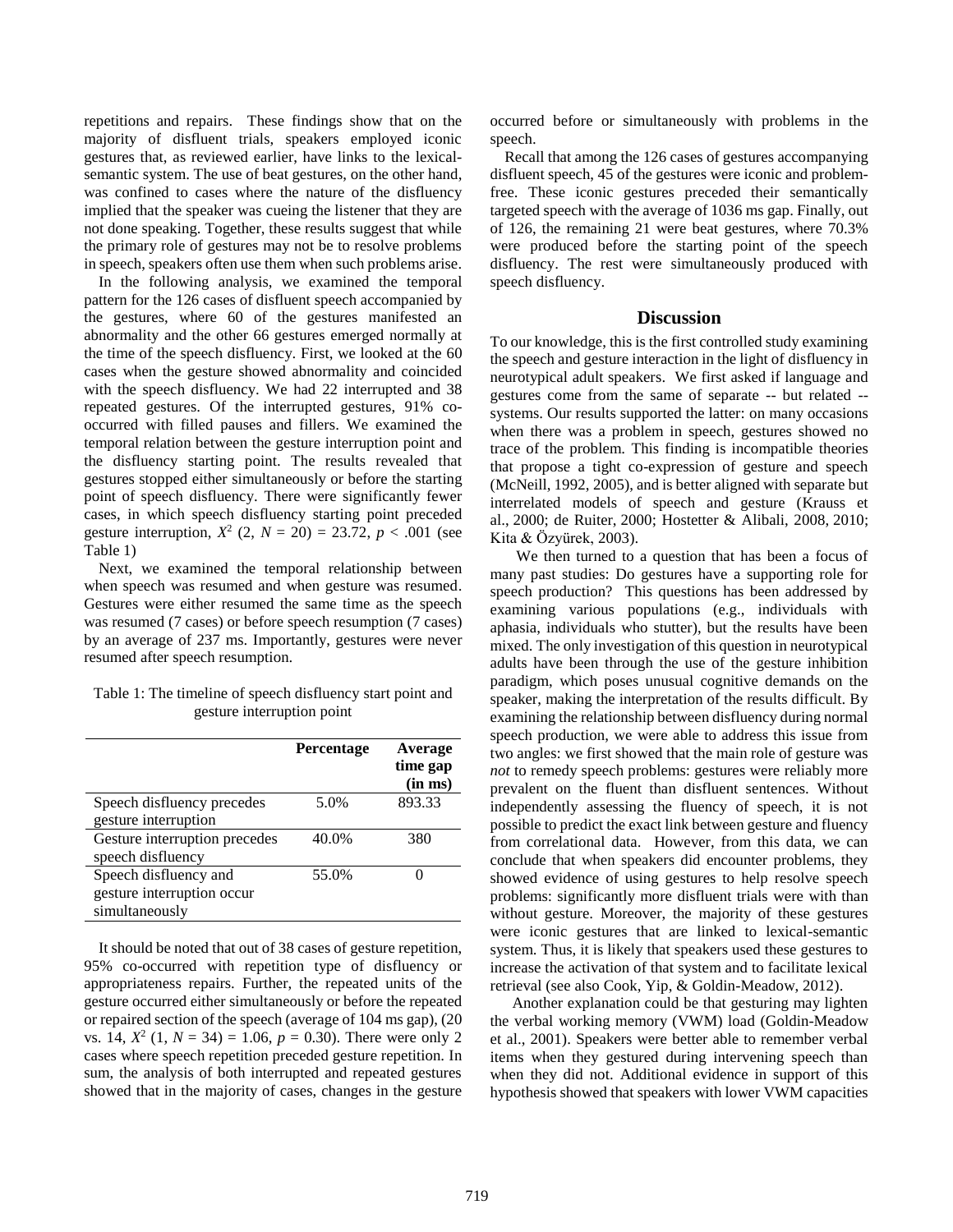repetitions and repairs. These findings show that on the majority of disfluent trials, speakers employed iconic gestures that, as reviewed earlier, have links to the lexical-semantic system. The use of beat gestures, on the other hand, was confined to cases where the nature of the disfluency implied that the speaker was cueing the listener that they are not done speaking. Together, these results suggest that while the primary role of gestures may not be to resolve problems in speech, speakers often use them when such problems arise.

In the following analysis, we examined the temporal pattern for the 126 cases of disfluent speech accompanied by the gestures, where 60 of the gestures manifested an abnormality and the other 66 gestures emerged normally at the time of the speech disfluency. First, we looked at the 60 cases when the gesture showed abnormality and coincided with the speech disfluency. We had 22 interrupted and 38 repeated gestures. Of the interrupted gestures, 91% co-occurred with filled pauses and fillers. We examined the temporal relation between the gesture interruption point and the disfluency starting point. The results revealed that gestures stopped either simultaneously or before the starting point of speech disfluency. There were significantly fewer cases, in which speech disfluency starting point preceded gesture interruption, $X^2$ (2, $N$ = 20) = 23.72, $p$ < .001 (see Table 1)

Next, we examined the temporal relationship between when speech was resumed and when gesture was resumed. Gestures were either resumed the same time as the speech was resumed (7 cases) or before speech resumption (7 cases) by an average of 237 ms. Importantly, gestures were never resumed after speech resumption.

Table 1: The timeline of speech disfluency start point and gesture interruption point

| | Percentage | Average time gap (in ms) |
|---|---|---|
| Speech disfluency precedes gesture interruption | 5.0% | 893.33 |
| Gesture interruption precedes speech disfluency | 40.0% | 380 |
| Speech disfluency and gesture interruption occur simultaneously | 55.0% | 0 |

It should be noted that out of 38 cases of gesture repetition, 95% co-occurred with repetition type of disfluency or appropriateness repairs. Further, the repeated units of the gesture occurred either simultaneously or before the repeated or repaired section of the speech (average of 104 ms gap), (20 vs. 14, $X^2$ (1, $N$ = 34) = 1.06, $p$ = 0.30). There were only 2 cases where speech repetition preceded gesture repetition. In sum, the analysis of both interrupted and repeated gestures showed that in the majority of cases, changes in the gesture occurred before or simultaneously with problems in the speech.

Recall that among the 126 cases of gestures accompanying disfluent speech, 45 of the gestures were iconic and problem-free. These iconic gestures preceded their semantically targeted speech with the average of 1036 ms gap. Finally, out of 126, the remaining 21 were beat gestures, where 70.3% were produced before the starting point of the speech disfluency. The rest were simultaneously produced with speech disfluency.

## Discussion

To our knowledge, this is the first controlled study examining the speech and gesture interaction in the light of disfluency in neurotypical adult speakers. We first asked if language and gestures come from the same of separate -- but related -- systems. Our results supported the latter: on many occasions when there was a problem in speech, gestures showed no trace of the problem. This finding is incompatible theories that propose a tight co-expression of gesture and speech (McNeill, 1992, 2005), and is better aligned with separate but interrelated models of speech and gesture (Krauss et al., 2000; de Ruiter, 2000; Hostetter & Alibali, 2008, 2010; Kita & Özyürek, 2003).

We then turned to a question that has been a focus of many past studies: Do gestures have a supporting role for speech production? This questions has been addressed by examining various populations (e.g., individuals with aphasia, individuals who stutter), but the results have been mixed. The only investigation of this question in neurotypical adults have been through the use of the gesture inhibition paradigm, which poses unusual cognitive demands on the speaker, making the interpretation of the results difficult. By examining the relationship between disfluency during normal speech production, we were able to address this issue from two angles: we first showed that the main role of gesture was *not* to remedy speech problems: gestures were reliably more prevalent on the fluent than disfluent sentences. Without independently assessing the fluency of speech, it is not possible to predict the exact link between gesture and fluency from correlational data. However, from this data, we can conclude that when speakers did encounter problems, they showed evidence of using gestures to help resolve speech problems: significantly more disfluent trials were with than without gesture. Moreover, the majority of these gestures were iconic gestures that are linked to lexical-semantic system. Thus, it is likely that speakers used these gestures to increase the activation of that system and to facilitate lexical retrieval (see also Cook, Yip, & Goldin-Meadow, 2012).

Another explanation could be that gesturing may lighten the verbal working memory (VWM) load (Goldin-Meadow et al., 2001). Speakers were better able to remember verbal items when they gestured during intervening speech than when they did not. Additional evidence in support of this hypothesis showed that speakers with lower VWM capacities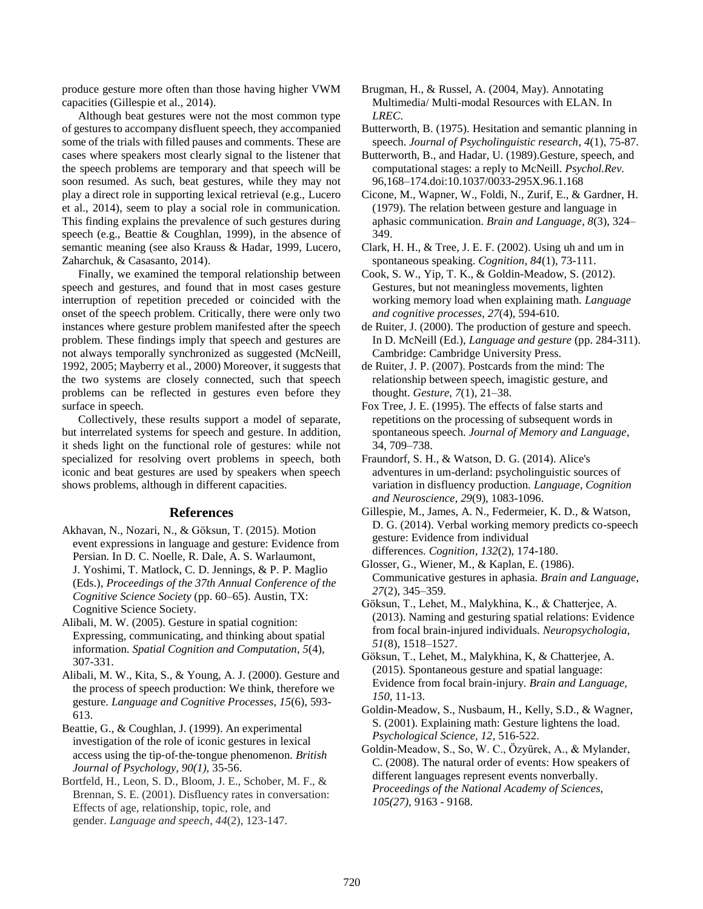produce gesture more often than those having higher VWM capacities (Gillespie et al., 2014).

Although beat gestures were not the most common type of gestures to accompany disfluent speech, they accompanied some of the trials with filled pauses and comments. These are cases where speakers most clearly signal to the listener that the speech problems are temporary and that speech will be soon resumed. As such, beat gestures, while they may not play a direct role in supporting lexical retrieval (e.g., Lucero et al., 2014), seem to play a social role in communication. This finding explains the prevalence of such gestures during speech (e.g., Beattie & Coughlan, 1999), in the absence of semantic meaning (see also Krauss & Hadar, 1999, Lucero, Zaharchuk, & Casasanto, 2014).

Finally, we examined the temporal relationship between speech and gestures, and found that in most cases gesture interruption of repetition preceded or coincided with the onset of the speech problem. Critically, there were only two instances where gesture problem manifested after the speech problem. These findings imply that speech and gestures are not always temporally synchronized as suggested (McNeill, 1992, 2005; Mayberry et al., 2000) Moreover, it suggests that the two systems are closely connected, such that speech problems can be reflected in gestures even before they surface in speech.

Collectively, these results support a model of separate, but interrelated systems for speech and gesture. In addition, it sheds light on the functional role of gestures: while not specialized for resolving overt problems in speech, both iconic and beat gestures are used by speakers when speech shows problems, although in different capacities.

## References

Akhavan, N., Nozari, N., & Göksun, T. (2015). Motion event expressions in language and gesture: Evidence from Persian. In D. C. Noelle, R. Dale, A. S. Warlaumont, J. Yoshimi, T. Matlock, C. D. Jennings, & P. P. Maglio (Eds.), *Proceedings of the 37th Annual Conference of the Cognitive Science Society* (pp. 60–65). Austin, TX: Cognitive Science Society.

Alibali, M. W. (2005). Gesture in spatial cognition: Expressing, communicating, and thinking about spatial information. *Spatial Cognition and Computation*, *5*(4), 307-331.

Alibali, M. W., Kita, S., & Young, A. J. (2000). Gesture and the process of speech production: We think, therefore we gesture. *Language and Cognitive Processes*, *15*(6), 593-613.

Beattie, G., & Coughlan, J. (1999). An experimental investigation of the role of iconic gestures in lexical access using the tip-of-the-tongue phenomenon. *British Journal of Psychology, 90(1),* 35-56.

Bortfeld, H., Leon, S. D., Bloom, J. E., Schober, M. F., & Brennan, S. E. (2001). Disfluency rates in conversation: Effects of age, relationship, topic, role, and gender. *Language and speech*, *44*(2), 123-147.

Brugman, H., & Russel, A. (2004, May). Annotating Multimedia/ Multi-modal Resources with ELAN. In *LREC*.

Butterworth, B. (1975). Hesitation and semantic planning in speech. *Journal of Psycholinguistic research*, *4*(1), 75-87.

Butterworth, B., and Hadar, U. (1989).Gesture, speech, and computational stages: a reply to McNeill. *Psychol.Rev.* 96,168–174.doi:10.1037/0033-295X.96.1.168

Cicone, M., Wapner, W., Foldi, N., Zurif, E., & Gardner, H. (1979). The relation between gesture and language in aphasic communication. *Brain and Language*, *8*(3), 324–349.

Clark, H. H., & Tree, J. E. F. (2002). Using uh and um in spontaneous speaking. *Cognition*, *84*(1), 73-111.

Cook, S. W., Yip, T. K., & Goldin-Meadow, S. (2012). Gestures, but not meaningless movements, lighten working memory load when explaining math. *Language and cognitive processes*, *27*(4), 594-610.

de Ruiter, J. (2000). The production of gesture and speech. In D. McNeill (Ed.), *Language and gesture* (pp. 284-311). Cambridge: Cambridge University Press.

de Ruiter, J. P. (2007). Postcards from the mind: The relationship between speech, imagistic gesture, and thought. *Gesture, 7*(1), 21–38.

Fox Tree, J. E. (1995). The effects of false starts and repetitions on the processing of subsequent words in spontaneous speech. *Journal of Memory and Language*, 34, 709–738.

Fraundorf, S. H., & Watson, D. G. (2014). Alice's adventures in um-derland: psycholinguistic sources of variation in disfluency production. *Language, Cognition and Neuroscience*, *29*(9), 1083-1096.

Gillespie, M., James, A. N., Federmeier, K. D., & Watson, D. G. (2014). Verbal working memory predicts co-speech gesture: Evidence from individual differences. *Cognition*, *132*(2), 174-180.

Glosser, G., Wiener, M., & Kaplan, E. (1986). Communicative gestures in aphasia. *Brain and Language, 27*(2), 345–359.

Göksun, T., Lehet, M., Malykhina, K., & Chatterjee, A. (2013). Naming and gesturing spatial relations: Evidence from focal brain-injured individuals. *Neuropsychologia, 51*(8), 1518–1527.

Göksun, T., Lehet, M., Malykhina, K, & Chatterjee, A. (2015). Spontaneous gesture and spatial language: Evidence from focal brain-injury. *Brain and Language, 150,* 11-13.

Goldin-Meadow, S., Nusbaum, H., Kelly, S.D., & Wagner, S. (2001). Explaining math: Gesture lightens the load. *Psychological Science, 12*, 516-522.

Goldin-Meadow, S., So, W. C., Özyürek, A., & Mylander, C. (2008). The natural order of events: How speakers of different languages represent events nonverbally. *Proceedings of the National Academy of Sciences, 105(27),* 9163 - 9168.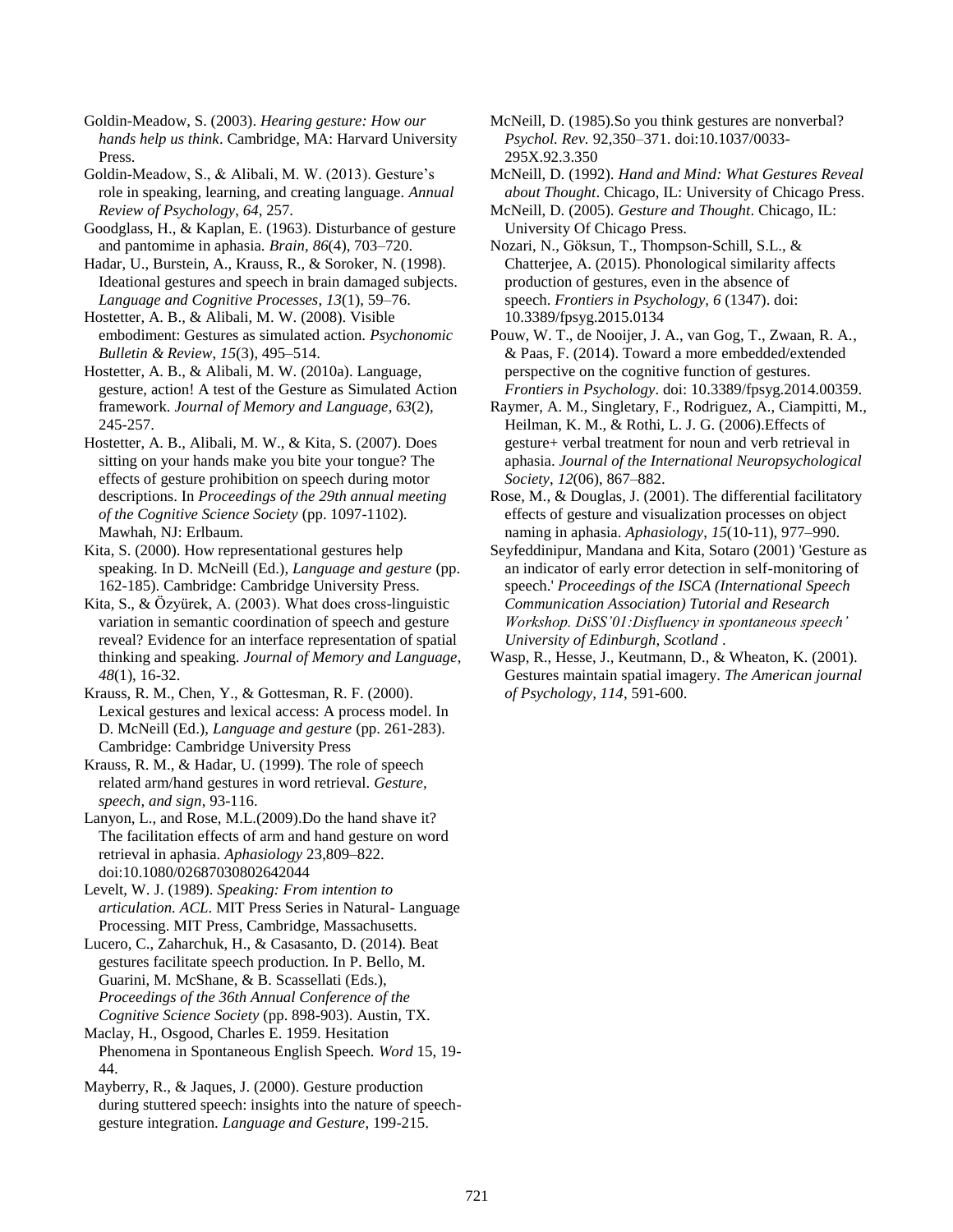Goldin-Meadow, S. (2003). *Hearing gesture: How our hands help us think*. Cambridge, MA: Harvard University Press.

Goldin-Meadow, S., & Alibali, M. W. (2013). Gesture's role in speaking, learning, and creating language. *Annual Review of Psychology*, *64*, 257.

Goodglass, H., & Kaplan, E. (1963). Disturbance of gesture and pantomime in aphasia. *Brain*, *86*(4), 703–720.

Hadar, U., Burstein, A., Krauss, R., & Soroker, N. (1998). Ideational gestures and speech in brain damaged subjects. *Language and Cognitive Processes*, *13*(1), 59–76.

Hostetter, A. B., & Alibali, M. W. (2008). Visible embodiment: Gestures as simulated action. *Psychonomic Bulletin & Review*, *15*(3), 495–514.

Hostetter, A. B., & Alibali, M. W. (2010a). Language, gesture, action! A test of the Gesture as Simulated Action framework. *Journal of Memory and Language*, *63*(2), 245-257.

Hostetter, A. B., Alibali, M. W., & Kita, S. (2007). Does sitting on your hands make you bite your tongue? The effects of gesture prohibition on speech during motor descriptions. In *Proceedings of the 29th annual meeting of the Cognitive Science Society* (pp. 1097-1102). Mawhah, NJ: Erlbaum.

Kita, S. (2000). How representational gestures help speaking. In D. McNeill (Ed.), *Language and gesture* (pp. 162-185). Cambridge: Cambridge University Press.

Kita, S., & Özyürek, A. (2003). What does cross-linguistic variation in semantic coordination of speech and gesture reveal? Evidence for an interface representation of spatial thinking and speaking. *Journal of Memory and Language*, *48*(1), 16-32.

Krauss, R. M., Chen, Y., & Gottesman, R. F. (2000). Lexical gestures and lexical access: A process model. In D. McNeill (Ed.), *Language and gesture* (pp. 261-283). Cambridge: Cambridge University Press

Krauss, R. M., & Hadar, U. (1999). The role of speech related arm/hand gestures in word retrieval. *Gesture, speech, and sign*, 93-116.

Lanyon, L., and Rose, M.L.(2009).Do the hand shave it? The facilitation effects of arm and hand gesture on word retrieval in aphasia. *Aphasiology* 23,809–822. doi:10.1080/02687030802642044

Levelt, W. J. (1989). *Speaking: From intention to articulation. ACL*. MIT Press Series in Natural- Language Processing. MIT Press, Cambridge, Massachusetts.

Lucero, C., Zaharchuk, H., & Casasanto, D. (2014). Beat gestures facilitate speech production. In P. Bello, M. Guarini, M. McShane, & B. Scassellati (Eds.), *Proceedings of the 36th Annual Conference of the Cognitive Science Society* (pp. 898-903). Austin, TX.

Maclay, H., Osgood, Charles E. 1959. Hesitation Phenomena in Spontaneous English Speech. *Word* 15, 19-44.

Mayberry, R., & Jaques, J. (2000). Gesture production during stuttered speech: insights into the nature of speech-gesture integration. *Language and Gesture*, 199-215.

McNeill, D. (1985).So you think gestures are nonverbal? *Psychol. Rev.* 92,350–371. doi:10.1037/0033-295X.92.3.350

McNeill, D. (1992). *Hand and Mind: What Gestures Reveal about Thought*. Chicago, IL: University of Chicago Press.

McNeill, D. (2005). *Gesture and Thought*. Chicago, IL: University Of Chicago Press.

Nozari, N., Göksun, T., Thompson-Schill, S.L., & Chatterjee, A. (2015). Phonological similarity affects production of gestures, even in the absence of speech. *Frontiers in Psychology, 6* (1347). doi: 10.3389/fpsyg.2015.0134

Pouw, W. T., de Nooijer, J. A., van Gog, T., Zwaan, R. A., & Paas, F. (2014). Toward a more embedded/extended perspective on the cognitive function of gestures. *Frontiers in Psychology*. doi: 10.3389/fpsyg.2014.00359.

Raymer, A. M., Singletary, F., Rodriguez, A., Ciampitti, M., Heilman, K. M., & Rothi, L. J. G. (2006).Effects of gesture+ verbal treatment for noun and verb retrieval in aphasia. *Journal of the International Neuropsychological Society*, *12*(06), 867–882.

Rose, M., & Douglas, J. (2001). The differential facilitatory effects of gesture and visualization processes on object naming in aphasia. *Aphasiology*, *15*(10-11), 977–990.

Seyfeddinipur, Mandana and Kita, Sotaro (2001) 'Gesture as an indicator of early error detection in self-monitoring of speech.' *Proceedings of the ISCA (International Speech Communication Association) Tutorial and Research Workshop. DiSS'01:Disfluency in spontaneous speech' University of Edinburgh, Scotland* .

Wasp, R., Hesse, J., Keutmann, D., & Wheaton, K. (2001). Gestures maintain spatial imagery. *The American journal of Psychology*, *114*, 591-600.